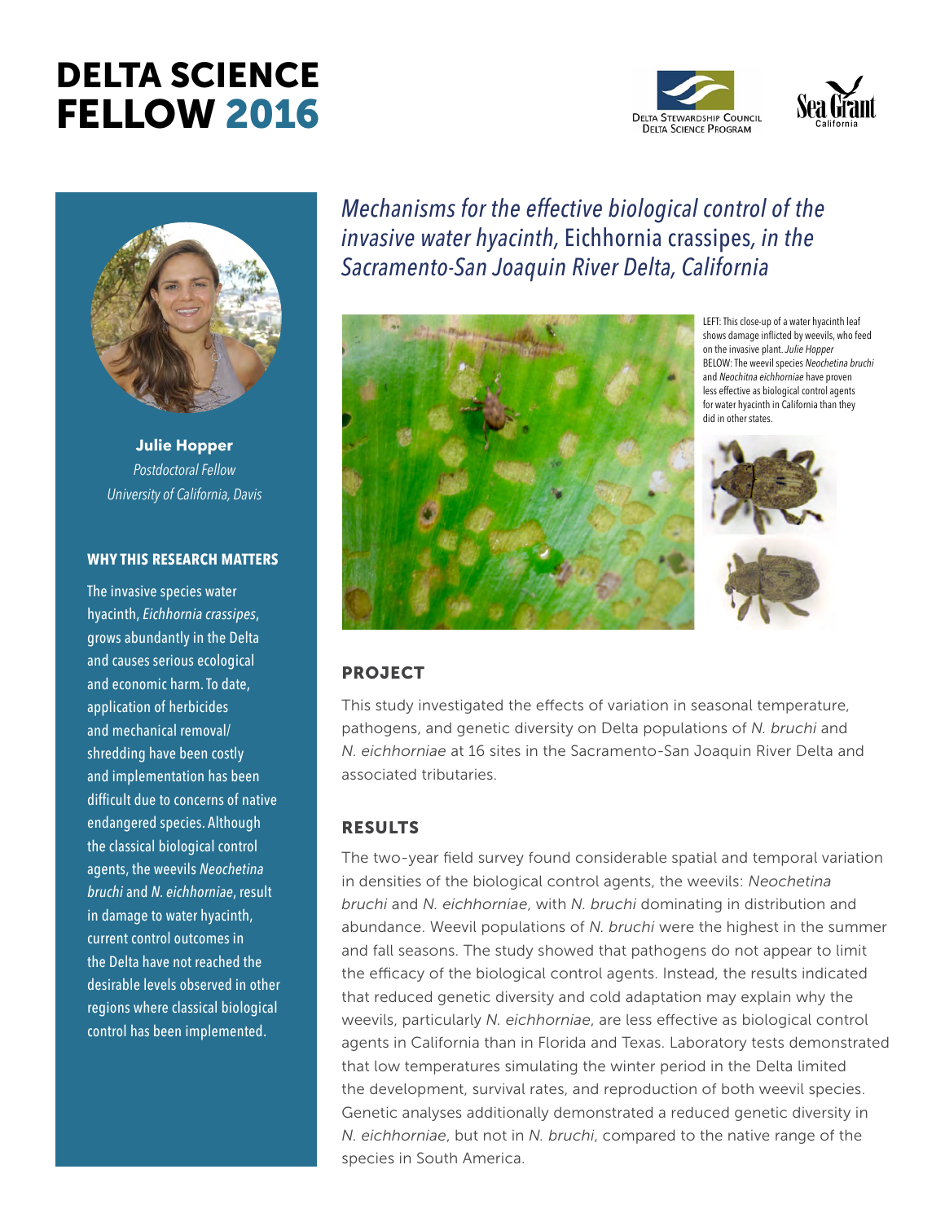# DELTA SCIENCE FELLOW 2016

Delta Stewardship Council Delta Science Program

Sea Grant California

## *Mechanisms for the effective biological control of the invasive water hyacinth,* Eichhornia crassipes, *in the Sacramento-San Joaquin River Delta, California*

**Julie Hopper**
*Postdoctoral Fellow*
*University of California, Davis*

### WHY THIS RESEARCH MATTERS

The invasive species water hyacinth, *Eichhornia crassipes*, grows abundantly in the Delta and causes serious ecological and economic harm. To date, application of herbicides and mechanical removal/shredding have been costly and implementation has been difficult due to concerns of native endangered species. Although the classical biological control agents, the weevils *Neochetina bruchi* and *N. eichhorniae*, result in damage to water hyacinth, current control outcomes in the Delta have not reached the desirable levels observed in other regions where classical biological control has been implemented.

LEFT: This close-up of a water hyacinth leaf shows damage inflicted by weevils, who feed on the invasive plant. *Julie Hopper*
BELOW: The weevil species *Neochetina bruchi* and *Neochitna eichhorniae* have proven less effective as biological control agents for water hyacinth in California than they did in other states.

## PROJECT

This study investigated the effects of variation in seasonal temperature, pathogens, and genetic diversity on Delta populations of *N. bruchi* and *N. eichhorniae* at 16 sites in the Sacramento-San Joaquin River Delta and associated tributaries.

## RESULTS

The two-year field survey found considerable spatial and temporal variation in densities of the biological control agents, the weevils: *Neochetina bruchi* and *N. eichhorniae*, with *N. bruchi* dominating in distribution and abundance. Weevil populations of *N. bruchi* were the highest in the summer and fall seasons. The study showed that pathogens do not appear to limit the efficacy of the biological control agents. Instead, the results indicated that reduced genetic diversity and cold adaptation may explain why the weevils, particularly *N. eichhorniae*, are less effective as biological control agents in California than in Florida and Texas. Laboratory tests demonstrated that low temperatures simulating the winter period in the Delta limited the development, survival rates, and reproduction of both weevil species. Genetic analyses additionally demonstrated a reduced genetic diversity in *N. eichhorniae*, but not in *N. bruchi*, compared to the native range of the species in South America.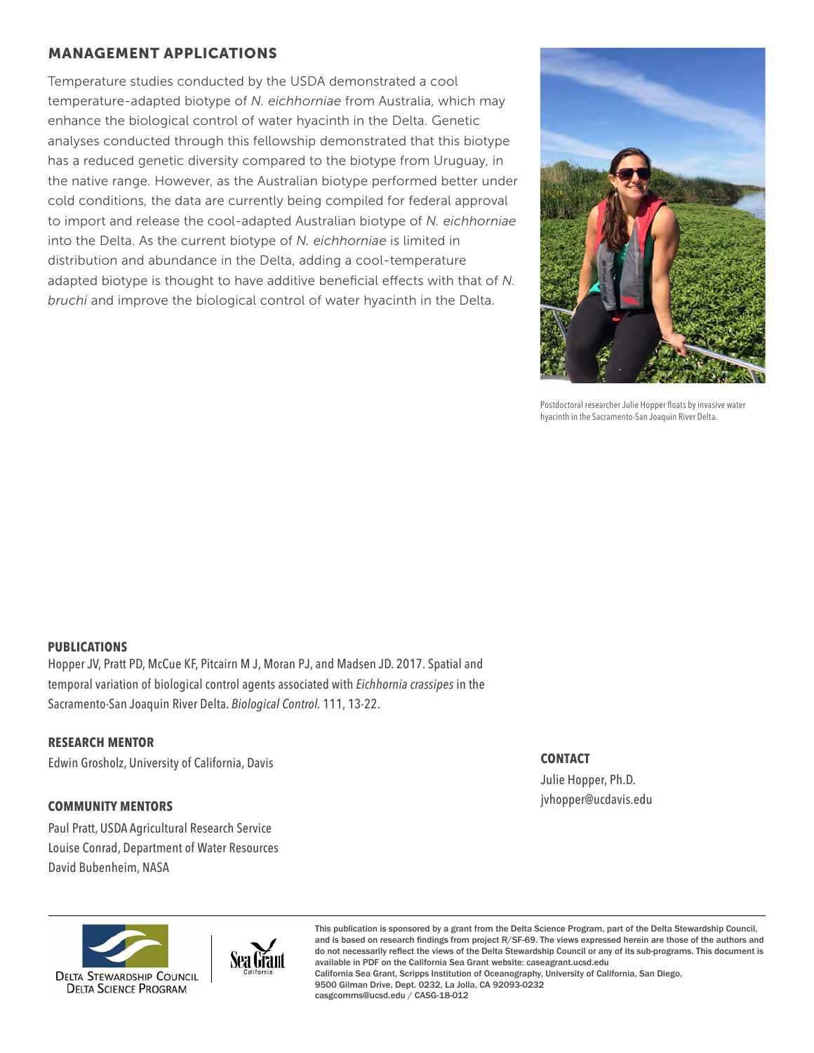## MANAGEMENT APPLICATIONS

Temperature studies conducted by the USDA demonstrated a cool temperature-adapted biotype of *N. eichhorniae* from Australia, which may enhance the biological control of water hyacinth in the Delta. Genetic analyses conducted through this fellowship demonstrated that this biotype has a reduced genetic diversity compared to the biotype from Uruguay, in the native range. However, as the Australian biotype performed better under cold conditions, the data are currently being compiled for federal approval to import and release the cool-adapted Australian biotype of *N. eichhorniae* into the Delta. As the current biotype of *N. eichhorniae* is limited in distribution and abundance in the Delta, adding a cool-temperature adapted biotype is thought to have additive beneficial effects with that of *N. bruchi* and improve the biological control of water hyacinth in the Delta.

Postdoctoral researcher Julie Hopper floats by invasive water hyacinth in the Sacramento-San Joaquin River Delta.

### PUBLICATIONS

Hopper JV, Pratt PD, McCue KF, Pitcairn M J, Moran PJ, and Madsen JD. 2017. Spatial and temporal variation of biological control agents associated with *Eichhornia crassipes* in the Sacramento-San Joaquin River Delta. *Biological Control.* 111, 13-22.

### RESEARCH MENTOR

Edwin Grosholz, University of California, Davis

### COMMUNITY MENTORS

Paul Pratt, USDA Agricultural Research Service
Louise Conrad, Department of Water Resources
David Bubenheim, NASA

### CONTACT

Julie Hopper, Ph.D.
jvhopper@ucdavis.edu

DELTA STEWARDSHIP COUNCIL
DELTA SCIENCE PROGRAM

Sea Grant California

This publication is sponsored by a grant from the Delta Science Program, part of the Delta Stewardship Council, and is based on research findings from project R/SF-69. The views expressed herein are those of the authors and do not necessarily reflect the views of the Delta Stewardship Council or any of its sub-programs. This document is available in PDF on the California Sea Grant website: caseagrant.ucsd.edu
California Sea Grant, Scripps Institution of Oceanography, University of California, San Diego, 9500 Gilman Drive, Dept. 0232, La Jolla, CA 92093-0232
casgcomms@ucsd.edu / CASG-18-012